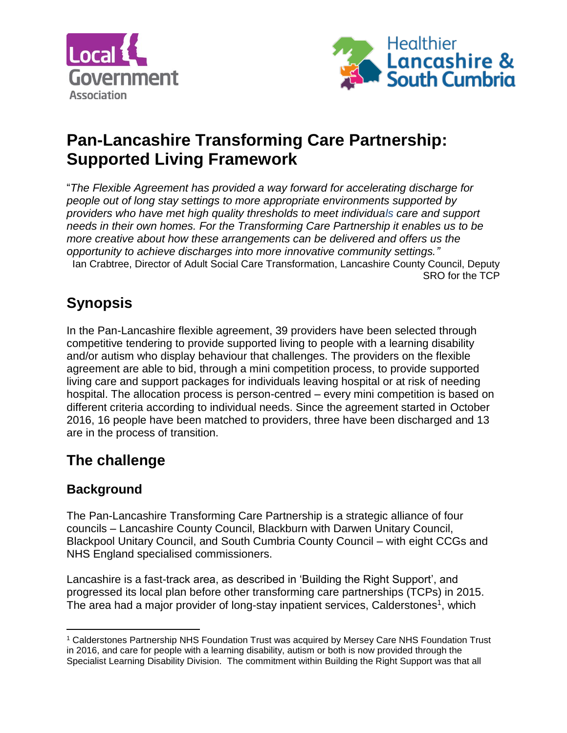# Pan-Lancashire Transforming Care Partnership: Supported Living Framework

"*The Flexible Agreement has provided a way forward for accelerating discharge for people out of long stay settings to more appropriate environments supported by providers who have met high quality thresholds to meet individuals care and support needs in their own homes. For the Transforming Care Partnership it enables us to be more creative about how these arrangements can be delivered and offers us the opportunity to achieve discharges into more innovative community settings."*

Ian Crabtree, Director of Adult Social Care Transformation, Lancashire County Council, Deputy SRO for the TCP

## Synopsis

In the Pan-Lancashire flexible agreement, 39 providers have been selected through competitive tendering to provide supported living to people with a learning disability and/or autism who display behaviour that challenges. The providers on the flexible agreement are able to bid, through a mini competition process, to provide supported living care and support packages for individuals leaving hospital or at risk of needing hospital. The allocation process is person-centred – every mini competition is based on different criteria according to individual needs. Since the agreement started in October 2016, 16 people have been matched to providers, three have been discharged and 13 are in the process of transition.

## The challenge

### Background

The Pan-Lancashire Transforming Care Partnership is a strategic alliance of four councils – Lancashire County Council, Blackburn with Darwen Unitary Council, Blackpool Unitary Council, and South Cumbria County Council – with eight CCGs and NHS England specialised commissioners.

Lancashire is a fast-track area, as described in 'Building the Right Support', and progressed its local plan before other transforming care partnerships (TCPs) in 2015. The area had a major provider of long-stay inpatient services, Calderstones[1], which

[1] Calderstones Partnership NHS Foundation Trust was acquired by Mersey Care NHS Foundation Trust in 2016, and care for people with a learning disability, autism or both is now provided through the Specialist Learning Disability Division. The commitment within Building the Right Support was that all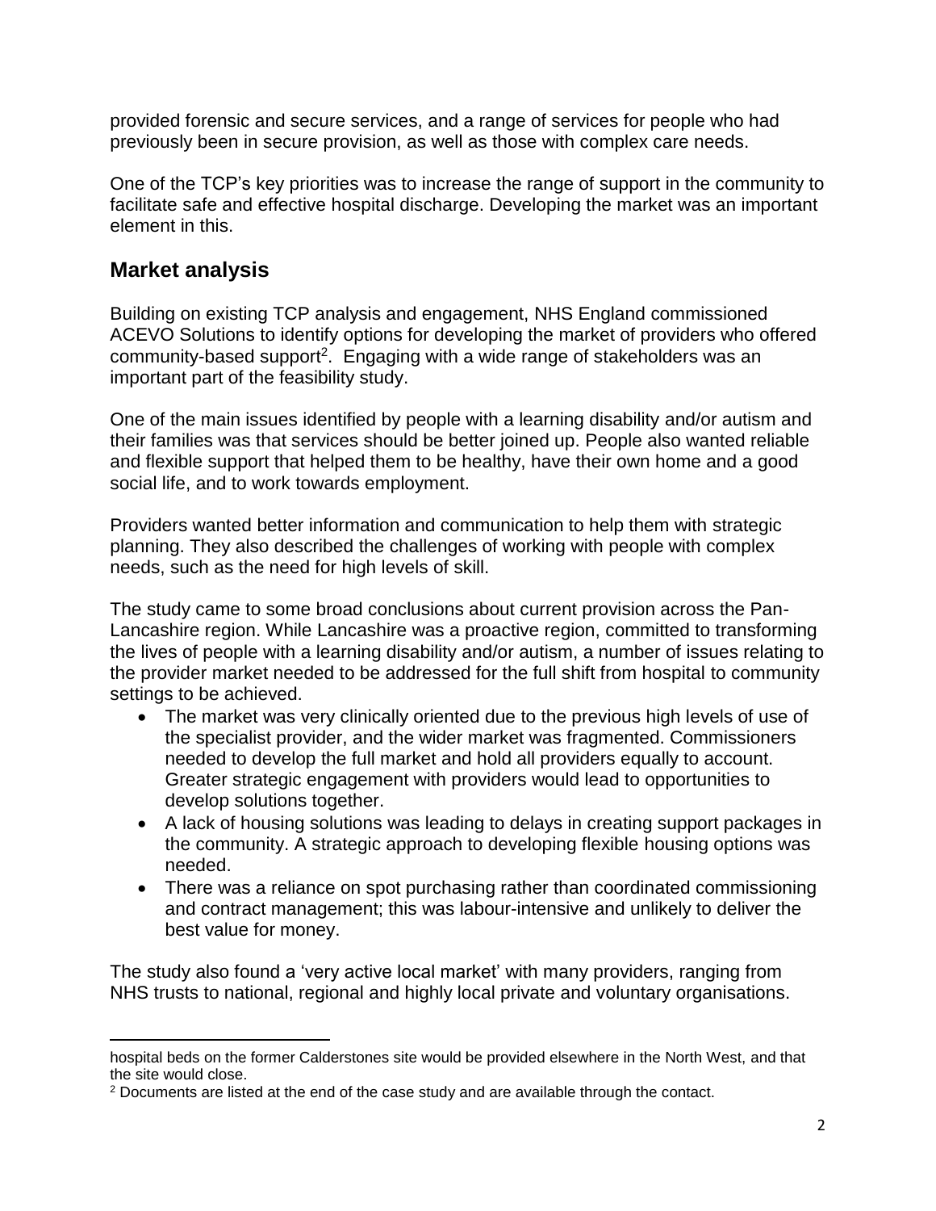provided forensic and secure services, and a range of services for people who had previously been in secure provision, as well as those with complex care needs.

One of the TCP's key priorities was to increase the range of support in the community to facilitate safe and effective hospital discharge. Developing the market was an important element in this.

## Market analysis

Building on existing TCP analysis and engagement, NHS England commissioned ACEVO Solutions to identify options for developing the market of providers who offered community-based support[2]. Engaging with a wide range of stakeholders was an important part of the feasibility study.

One of the main issues identified by people with a learning disability and/or autism and their families was that services should be better joined up. People also wanted reliable and flexible support that helped them to be healthy, have their own home and a good social life, and to work towards employment.

Providers wanted better information and communication to help them with strategic planning. They also described the challenges of working with people with complex needs, such as the need for high levels of skill.

The study came to some broad conclusions about current provision across the Pan-Lancashire region. While Lancashire was a proactive region, committed to transforming the lives of people with a learning disability and/or autism, a number of issues relating to the provider market needed to be addressed for the full shift from hospital to community settings to be achieved.

- The market was very clinically oriented due to the previous high levels of use of the specialist provider, and the wider market was fragmented. Commissioners needed to develop the full market and hold all providers equally to account. Greater strategic engagement with providers would lead to opportunities to develop solutions together.
- A lack of housing solutions was leading to delays in creating support packages in the community. A strategic approach to developing flexible housing options was needed.
- There was a reliance on spot purchasing rather than coordinated commissioning and contract management; this was labour-intensive and unlikely to deliver the best value for money.

The study also found a 'very active local market' with many providers, ranging from NHS trusts to national, regional and highly local private and voluntary organisations.

---

hospital beds on the former Calderstones site would be provided elsewhere in the North West, and that the site would close.

[2] Documents are listed at the end of the case study and are available through the contact.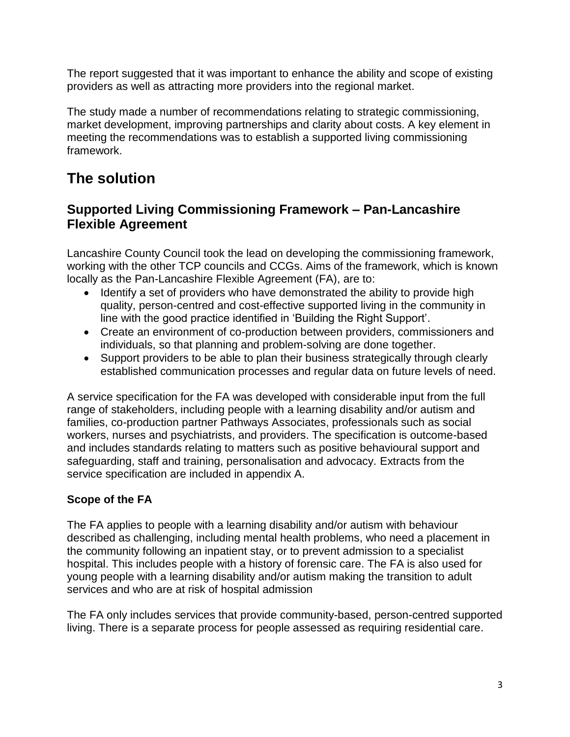The report suggested that it was important to enhance the ability and scope of existing providers as well as attracting more providers into the regional market.

The study made a number of recommendations relating to strategic commissioning, market development, improving partnerships and clarity about costs. A key element in meeting the recommendations was to establish a supported living commissioning framework.

# The solution

## Supported Living Commissioning Framework – Pan-Lancashire Flexible Agreement

Lancashire County Council took the lead on developing the commissioning framework, working with the other TCP councils and CCGs. Aims of the framework, which is known locally as the Pan-Lancashire Flexible Agreement (FA), are to:

- Identify a set of providers who have demonstrated the ability to provide high quality, person-centred and cost-effective supported living in the community in line with the good practice identified in 'Building the Right Support'.
- Create an environment of co-production between providers, commissioners and individuals, so that planning and problem-solving are done together.
- Support providers to be able to plan their business strategically through clearly established communication processes and regular data on future levels of need.

A service specification for the FA was developed with considerable input from the full range of stakeholders, including people with a learning disability and/or autism and families, co-production partner Pathways Associates, professionals such as social workers, nurses and psychiatrists, and providers. The specification is outcome-based and includes standards relating to matters such as positive behavioural support and safeguarding, staff and training, personalisation and advocacy. Extracts from the service specification are included in appendix A.

**Scope of the FA**

The FA applies to people with a learning disability and/or autism with behaviour described as challenging, including mental health problems, who need a placement in the community following an inpatient stay, or to prevent admission to a specialist hospital. This includes people with a history of forensic care. The FA is also used for young people with a learning disability and/or autism making the transition to adult services and who are at risk of hospital admission

The FA only includes services that provide community-based, person-centred supported living. There is a separate process for people assessed as requiring residential care.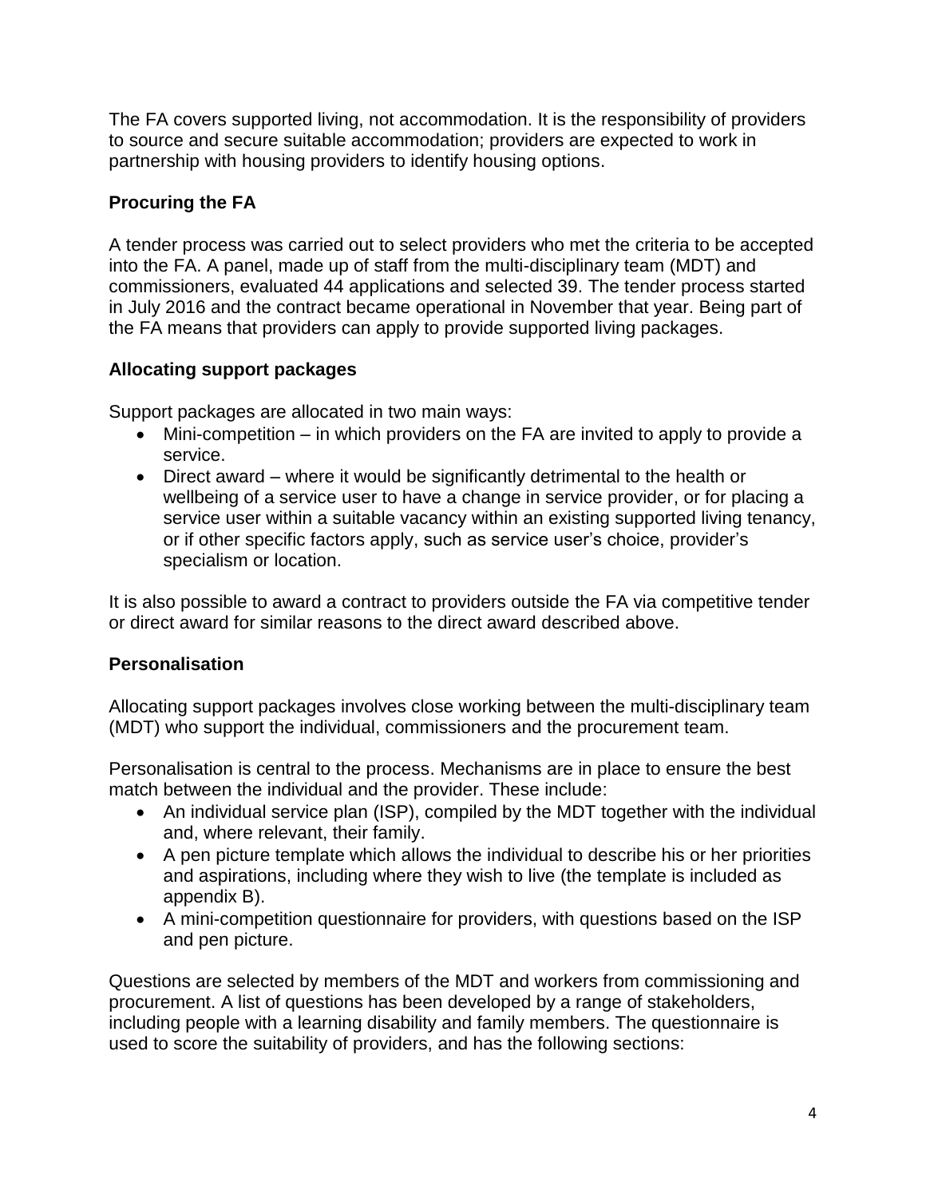The FA covers supported living, not accommodation. It is the responsibility of providers to source and secure suitable accommodation; providers are expected to work in partnership with housing providers to identify housing options.

**Procuring the FA**

A tender process was carried out to select providers who met the criteria to be accepted into the FA. A panel, made up of staff from the multi-disciplinary team (MDT) and commissioners, evaluated 44 applications and selected 39. The tender process started in July 2016 and the contract became operational in November that year. Being part of the FA means that providers can apply to provide supported living packages.

**Allocating support packages**

Support packages are allocated in two main ways:

- Mini-competition – in which providers on the FA are invited to apply to provide a service.
- Direct award – where it would be significantly detrimental to the health or wellbeing of a service user to have a change in service provider, or for placing a service user within a suitable vacancy within an existing supported living tenancy, or if other specific factors apply, such as service user's choice, provider's specialism or location.

It is also possible to award a contract to providers outside the FA via competitive tender or direct award for similar reasons to the direct award described above.

**Personalisation**

Allocating support packages involves close working between the multi-disciplinary team (MDT) who support the individual, commissioners and the procurement team.

Personalisation is central to the process. Mechanisms are in place to ensure the best match between the individual and the provider. These include:

- An individual service plan (ISP), compiled by the MDT together with the individual and, where relevant, their family.
- A pen picture template which allows the individual to describe his or her priorities and aspirations, including where they wish to live (the template is included as appendix B).
- A mini-competition questionnaire for providers, with questions based on the ISP and pen picture.

Questions are selected by members of the MDT and workers from commissioning and procurement. A list of questions has been developed by a range of stakeholders, including people with a learning disability and family members. The questionnaire is used to score the suitability of providers, and has the following sections: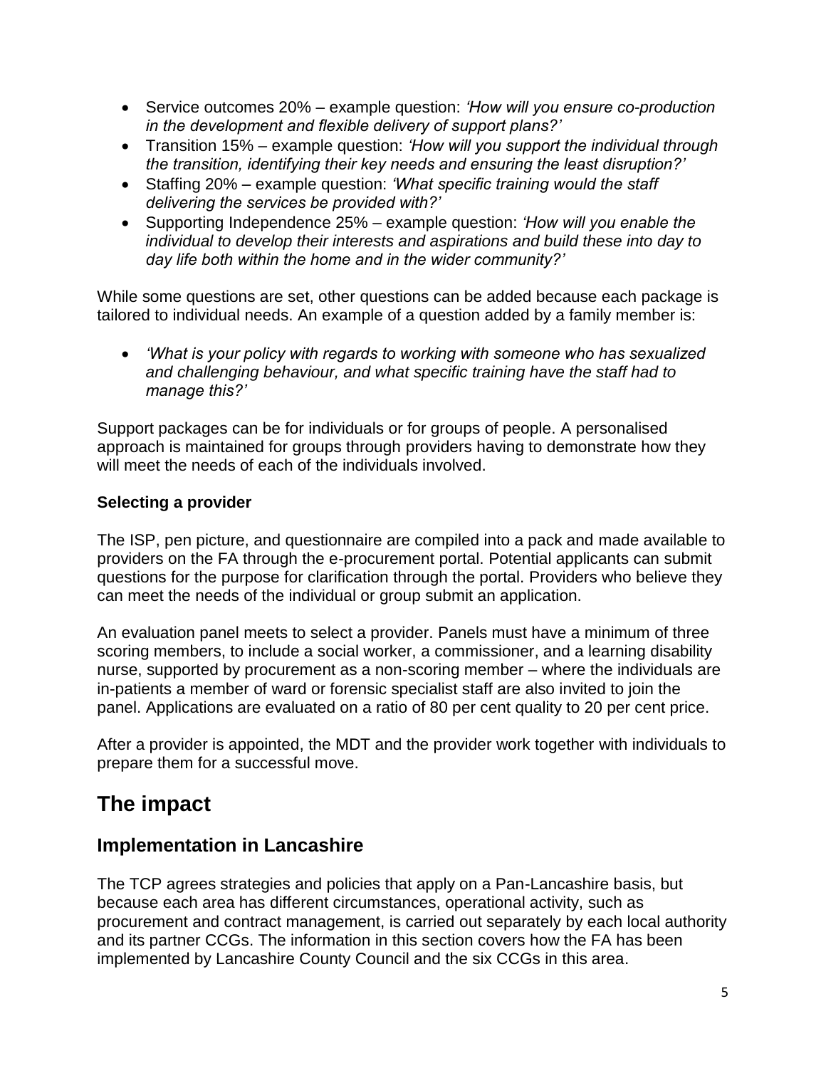- Service outcomes 20% – example question: *'How will you ensure co-production in the development and flexible delivery of support plans?'*
- Transition 15% – example question: *'How will you support the individual through the transition, identifying their key needs and ensuring the least disruption?'*
- Staffing 20% – example question: *'What specific training would the staff delivering the services be provided with?'*
- Supporting Independence 25% – example question: *'How will you enable the individual to develop their interests and aspirations and build these into day to day life both within the home and in the wider community?'*

While some questions are set, other questions can be added because each package is tailored to individual needs. An example of a question added by a family member is:

- *'What is your policy with regards to working with someone who has sexualized and challenging behaviour, and what specific training have the staff had to manage this?'*

Support packages can be for individuals or for groups of people. A personalised approach is maintained for groups through providers having to demonstrate how they will meet the needs of each of the individuals involved.

**Selecting a provider**

The ISP, pen picture, and questionnaire are compiled into a pack and made available to providers on the FA through the e-procurement portal. Potential applicants can submit questions for the purpose for clarification through the portal. Providers who believe they can meet the needs of the individual or group submit an application.

An evaluation panel meets to select a provider. Panels must have a minimum of three scoring members, to include a social worker, a commissioner, and a learning disability nurse, supported by procurement as a non-scoring member – where the individuals are in-patients a member of ward or forensic specialist staff are also invited to join the panel. Applications are evaluated on a ratio of 80 per cent quality to 20 per cent price.

After a provider is appointed, the MDT and the provider work together with individuals to prepare them for a successful move.

# The impact

## Implementation in Lancashire

The TCP agrees strategies and policies that apply on a Pan-Lancashire basis, but because each area has different circumstances, operational activity, such as procurement and contract management, is carried out separately by each local authority and its partner CCGs. The information in this section covers how the FA has been implemented by Lancashire County Council and the six CCGs in this area.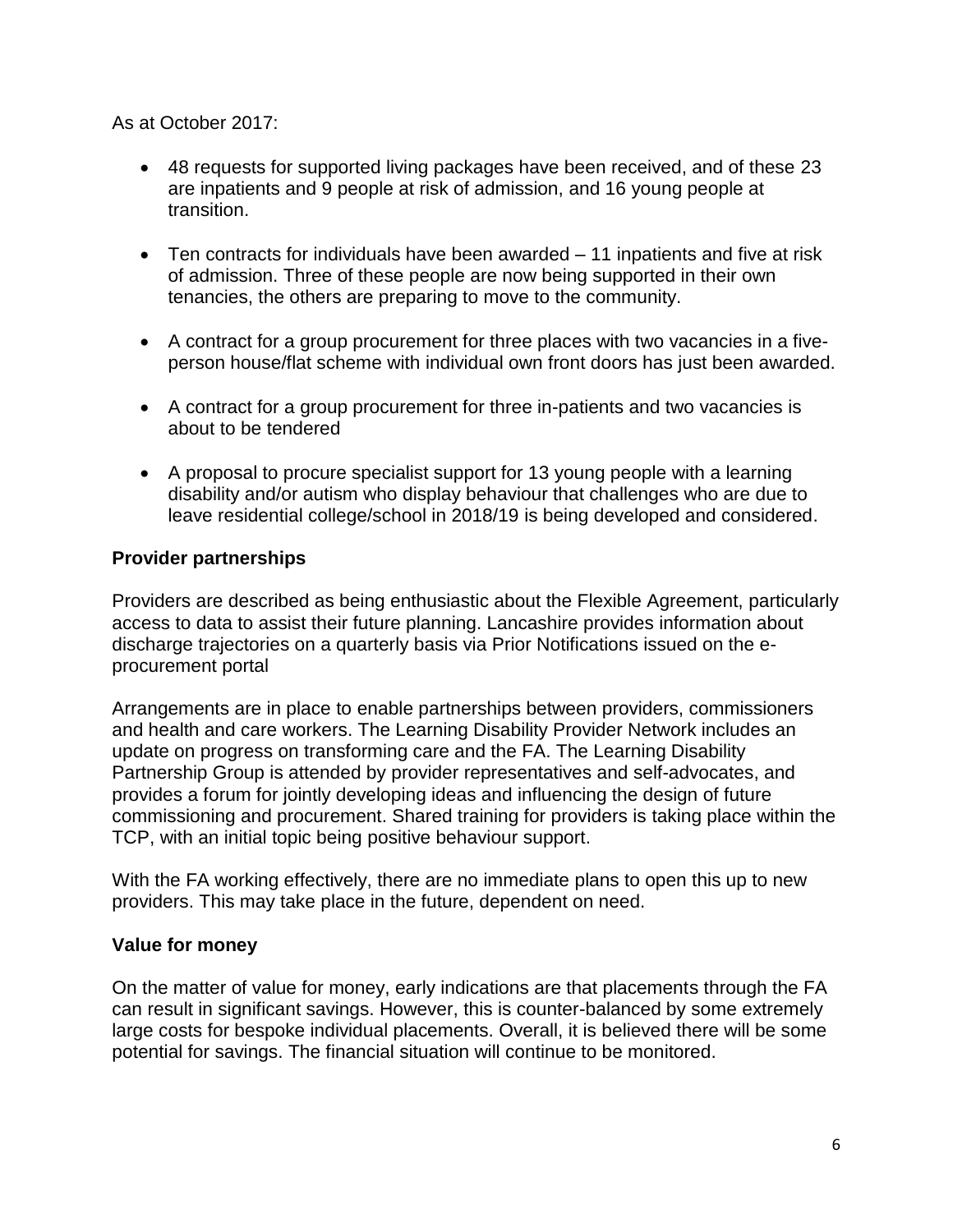As at October 2017:

- 48 requests for supported living packages have been received, and of these 23 are inpatients and 9 people at risk of admission, and 16 young people at transition.
- Ten contracts for individuals have been awarded – 11 inpatients and five at risk of admission. Three of these people are now being supported in their own tenancies, the others are preparing to move to the community.
- A contract for a group procurement for three places with two vacancies in a five-person house/flat scheme with individual own front doors has just been awarded.
- A contract for a group procurement for three in-patients and two vacancies is about to be tendered
- A proposal to procure specialist support for 13 young people with a learning disability and/or autism who display behaviour that challenges who are due to leave residential college/school in 2018/19 is being developed and considered.

**Provider partnerships**

Providers are described as being enthusiastic about the Flexible Agreement, particularly access to data to assist their future planning. Lancashire provides information about discharge trajectories on a quarterly basis via Prior Notifications issued on the e-procurement portal

Arrangements are in place to enable partnerships between providers, commissioners and health and care workers. The Learning Disability Provider Network includes an update on progress on transforming care and the FA. The Learning Disability Partnership Group is attended by provider representatives and self-advocates, and provides a forum for jointly developing ideas and influencing the design of future commissioning and procurement. Shared training for providers is taking place within the TCP, with an initial topic being positive behaviour support.

With the FA working effectively, there are no immediate plans to open this up to new providers. This may take place in the future, dependent on need.

**Value for money**

On the matter of value for money, early indications are that placements through the FA can result in significant savings. However, this is counter-balanced by some extremely large costs for bespoke individual placements. Overall, it is believed there will be some potential for savings. The financial situation will continue to be monitored.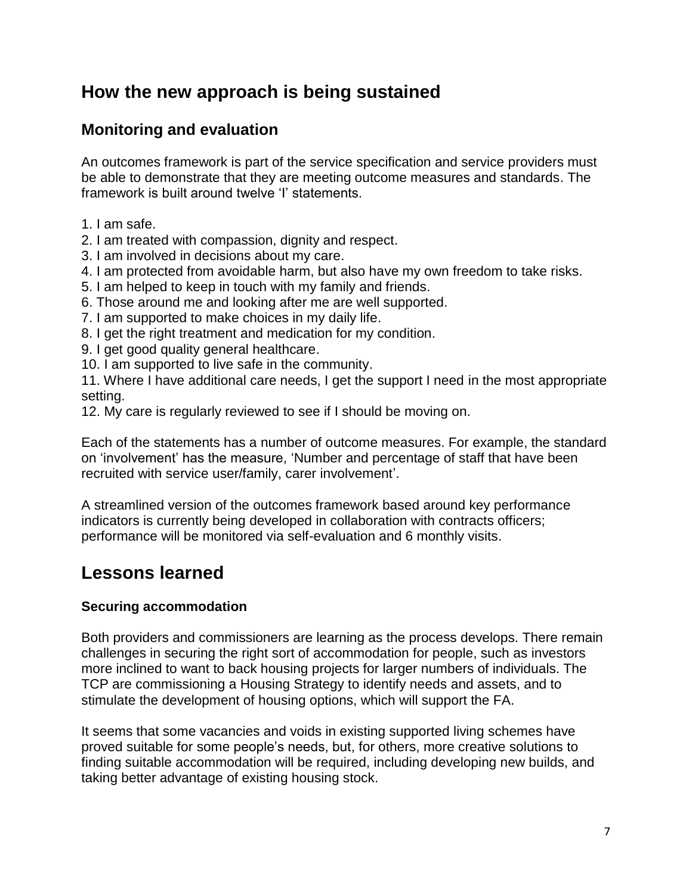## How the new approach is being sustained

### Monitoring and evaluation

An outcomes framework is part of the service specification and service providers must be able to demonstrate that they are meeting outcome measures and standards. The framework is built around twelve 'I' statements.

1. I am safe.
2. I am treated with compassion, dignity and respect.
3. I am involved in decisions about my care.
4. I am protected from avoidable harm, but also have my own freedom to take risks.
5. I am helped to keep in touch with my family and friends.
6. Those around me and looking after me are well supported.
7. I am supported to make choices in my daily life.
8. I get the right treatment and medication for my condition.
9. I get good quality general healthcare.
10. I am supported to live safe in the community.
11. Where I have additional care needs, I get the support I need in the most appropriate setting.
12. My care is regularly reviewed to see if I should be moving on.

Each of the statements has a number of outcome measures. For example, the standard on 'involvement' has the measure, 'Number and percentage of staff that have been recruited with service user/family, carer involvement'.

A streamlined version of the outcomes framework based around key performance indicators is currently being developed in collaboration with contracts officers; performance will be monitored via self-evaluation and 6 monthly visits.

## Lessons learned

#### Securing accommodation

Both providers and commissioners are learning as the process develops. There remain challenges in securing the right sort of accommodation for people, such as investors more inclined to want to back housing projects for larger numbers of individuals. The TCP are commissioning a Housing Strategy to identify needs and assets, and to stimulate the development of housing options, which will support the FA.

It seems that some vacancies and voids in existing supported living schemes have proved suitable for some people's needs, but, for others, more creative solutions to finding suitable accommodation will be required, including developing new builds, and taking better advantage of existing housing stock.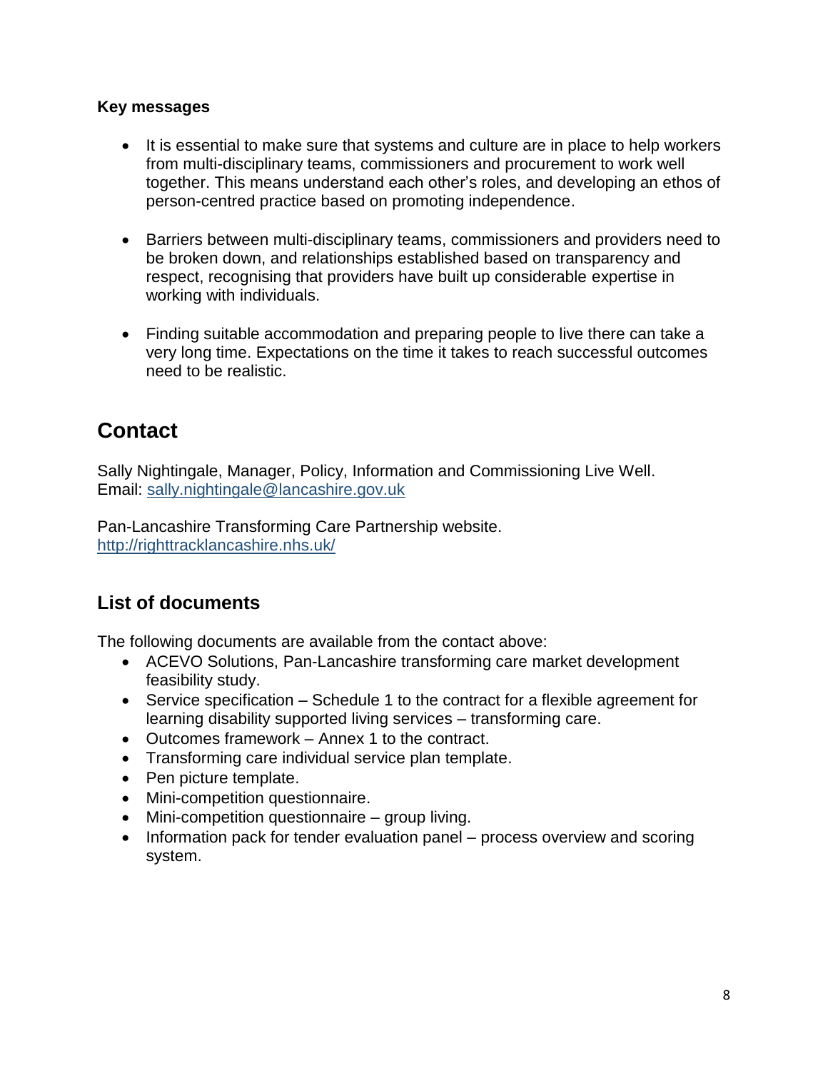**Key messages**

- It is essential to make sure that systems and culture are in place to help workers from multi-disciplinary teams, commissioners and procurement to work well together. This means understand each other's roles, and developing an ethos of person-centred practice based on promoting independence.

- Barriers between multi-disciplinary teams, commissioners and providers need to be broken down, and relationships established based on transparency and respect, recognising that providers have built up considerable expertise in working with individuals.

- Finding suitable accommodation and preparing people to live there can take a very long time. Expectations on the time it takes to reach successful outcomes need to be realistic.

# Contact

Sally Nightingale, Manager, Policy, Information and Commissioning Live Well.
Email: [sally.nightingale@lancashire.gov.uk](mailto:sally.nightingale@lancashire.gov.uk)

Pan-Lancashire Transforming Care Partnership website.
[http://righttracklancashire.nhs.uk/](http://righttracklancashire.nhs.uk/)

## List of documents

The following documents are available from the contact above:

- ACEVO Solutions, Pan-Lancashire transforming care market development feasibility study.
- Service specification – Schedule 1 to the contract for a flexible agreement for learning disability supported living services – transforming care.
- Outcomes framework – Annex 1 to the contract.
- Transforming care individual service plan template.
- Pen picture template.
- Mini-competition questionnaire.
- Mini-competition questionnaire – group living.
- Information pack for tender evaluation panel – process overview and scoring system.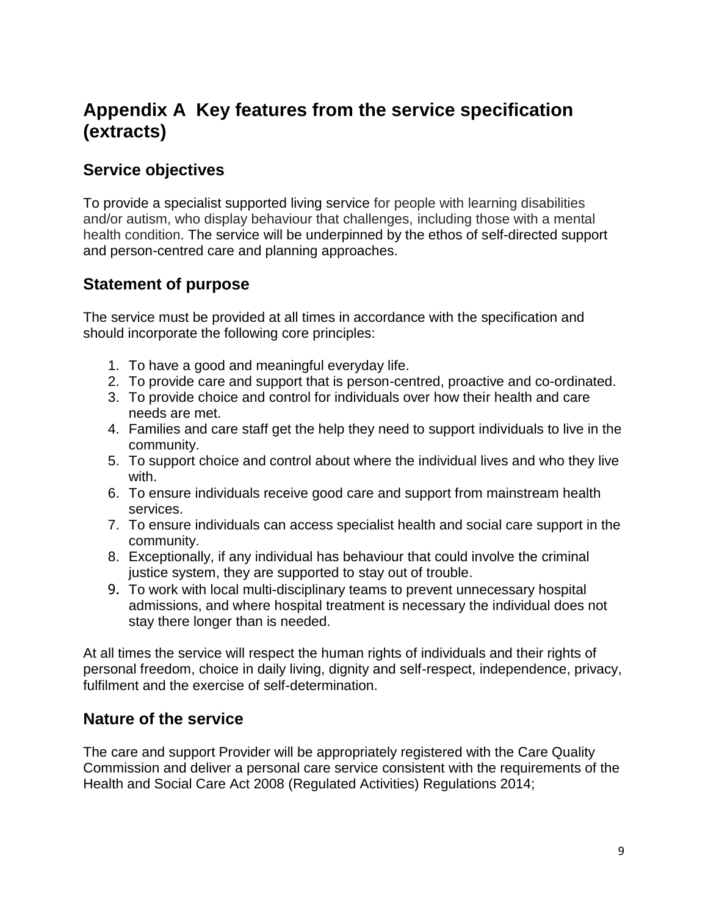# Appendix A Key features from the service specification (extracts)

## Service objectives

To provide a specialist supported living service for people with learning disabilities and/or autism, who display behaviour that challenges, including those with a mental health condition. The service will be underpinned by the ethos of self-directed support and person-centred care and planning approaches.

## Statement of purpose

The service must be provided at all times in accordance with the specification and should incorporate the following core principles:

1. To have a good and meaningful everyday life.
2. To provide care and support that is person-centred, proactive and co-ordinated.
3. To provide choice and control for individuals over how their health and care needs are met.
4. Families and care staff get the help they need to support individuals to live in the community.
5. To support choice and control about where the individual lives and who they live with.
6. To ensure individuals receive good care and support from mainstream health services.
7. To ensure individuals can access specialist health and social care support in the community.
8. Exceptionally, if any individual has behaviour that could involve the criminal justice system, they are supported to stay out of trouble.
9. To work with local multi-disciplinary teams to prevent unnecessary hospital admissions, and where hospital treatment is necessary the individual does not stay there longer than is needed.

At all times the service will respect the human rights of individuals and their rights of personal freedom, choice in daily living, dignity and self-respect, independence, privacy, fulfilment and the exercise of self-determination.

## Nature of the service

The care and support Provider will be appropriately registered with the Care Quality Commission and deliver a personal care service consistent with the requirements of the Health and Social Care Act 2008 (Regulated Activities) Regulations 2014;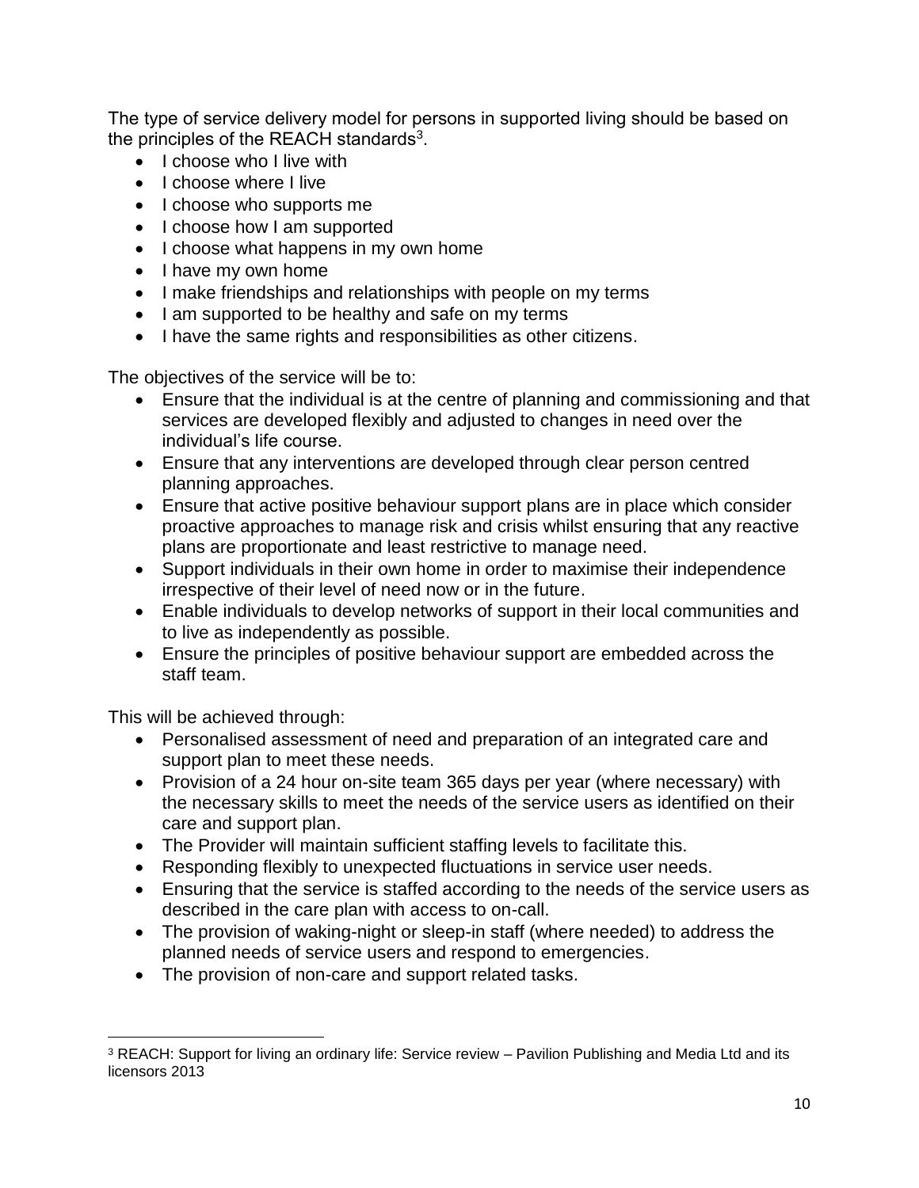The type of service delivery model for persons in supported living should be based on the principles of the REACH standards[3].

- I choose who I live with
- I choose where I live
- I choose who supports me
- I choose how I am supported
- I choose what happens in my own home
- I have my own home
- I make friendships and relationships with people on my terms
- I am supported to be healthy and safe on my terms
- I have the same rights and responsibilities as other citizens.

The objectives of the service will be to:

- Ensure that the individual is at the centre of planning and commissioning and that services are developed flexibly and adjusted to changes in need over the individual's life course.
- Ensure that any interventions are developed through clear person centred planning approaches.
- Ensure that active positive behaviour support plans are in place which consider proactive approaches to manage risk and crisis whilst ensuring that any reactive plans are proportionate and least restrictive to manage need.
- Support individuals in their own home in order to maximise their independence irrespective of their level of need now or in the future.
- Enable individuals to develop networks of support in their local communities and to live as independently as possible.
- Ensure the principles of positive behaviour support are embedded across the staff team.

This will be achieved through:

- Personalised assessment of need and preparation of an integrated care and support plan to meet these needs.
- Provision of a 24 hour on-site team 365 days per year (where necessary) with the necessary skills to meet the needs of the service users as identified on their care and support plan.
- The Provider will maintain sufficient staffing levels to facilitate this.
- Responding flexibly to unexpected fluctuations in service user needs.
- Ensuring that the service is staffed according to the needs of the service users as described in the care plan with access to on-call.
- The provision of waking-night or sleep-in staff (where needed) to address the planned needs of service users and respond to emergencies.
- The provision of non-care and support related tasks.

[3] REACH: Support for living an ordinary life: Service review – Pavilion Publishing and Media Ltd and its licensors 2013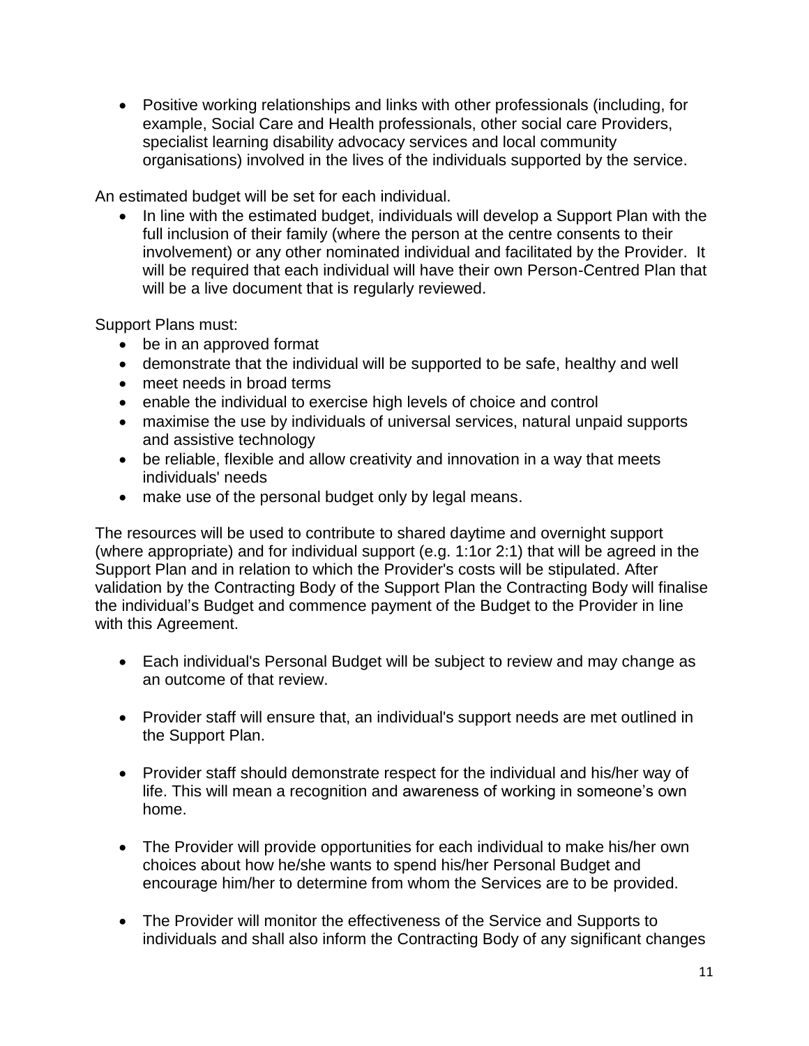- Positive working relationships and links with other professionals (including, for example, Social Care and Health professionals, other social care Providers, specialist learning disability advocacy services and local community organisations) involved in the lives of the individuals supported by the service.

An estimated budget will be set for each individual.

- In line with the estimated budget, individuals will develop a Support Plan with the full inclusion of their family (where the person at the centre consents to their involvement) or any other nominated individual and facilitated by the Provider. It will be required that each individual will have their own Person-Centred Plan that will be a live document that is regularly reviewed.

Support Plans must:

- be in an approved format
- demonstrate that the individual will be supported to be safe, healthy and well
- meet needs in broad terms
- enable the individual to exercise high levels of choice and control
- maximise the use by individuals of universal services, natural unpaid supports and assistive technology
- be reliable, flexible and allow creativity and innovation in a way that meets individuals' needs
- make use of the personal budget only by legal means.

The resources will be used to contribute to shared daytime and overnight support (where appropriate) and for individual support (e.g. 1:1or 2:1) that will be agreed in the Support Plan and in relation to which the Provider's costs will be stipulated. After validation by the Contracting Body of the Support Plan the Contracting Body will finalise the individual's Budget and commence payment of the Budget to the Provider in line with this Agreement.

- Each individual's Personal Budget will be subject to review and may change as an outcome of that review.

- Provider staff will ensure that, an individual's support needs are met outlined in the Support Plan.

- Provider staff should demonstrate respect for the individual and his/her way of life. This will mean a recognition and awareness of working in someone's own home.

- The Provider will provide opportunities for each individual to make his/her own choices about how he/she wants to spend his/her Personal Budget and encourage him/her to determine from whom the Services are to be provided.

- The Provider will monitor the effectiveness of the Service and Supports to individuals and shall also inform the Contracting Body of any significant changes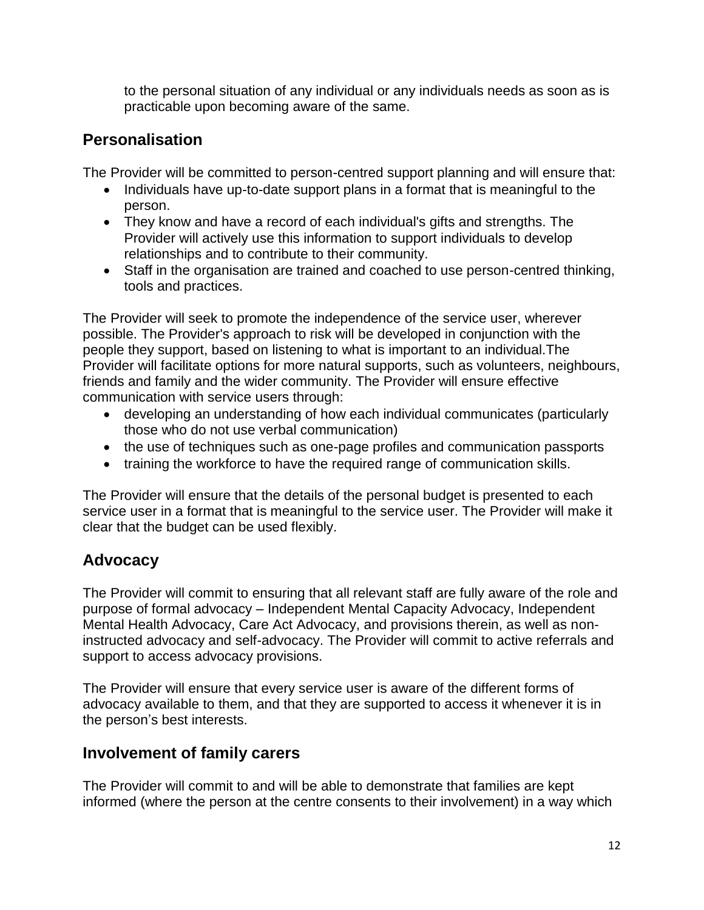to the personal situation of any individual or any individuals needs as soon as is practicable upon becoming aware of the same.

## Personalisation

The Provider will be committed to person-centred support planning and will ensure that:

- Individuals have up-to-date support plans in a format that is meaningful to the person.
- They know and have a record of each individual's gifts and strengths. The Provider will actively use this information to support individuals to develop relationships and to contribute to their community.
- Staff in the organisation are trained and coached to use person-centred thinking, tools and practices.

The Provider will seek to promote the independence of the service user, wherever possible. The Provider's approach to risk will be developed in conjunction with the people they support, based on listening to what is important to an individual.The Provider will facilitate options for more natural supports, such as volunteers, neighbours, friends and family and the wider community. The Provider will ensure effective communication with service users through:

- developing an understanding of how each individual communicates (particularly those who do not use verbal communication)
- the use of techniques such as one-page profiles and communication passports
- training the workforce to have the required range of communication skills.

The Provider will ensure that the details of the personal budget is presented to each service user in a format that is meaningful to the service user. The Provider will make it clear that the budget can be used flexibly.

## Advocacy

The Provider will commit to ensuring that all relevant staff are fully aware of the role and purpose of formal advocacy – Independent Mental Capacity Advocacy, Independent Mental Health Advocacy, Care Act Advocacy, and provisions therein, as well as non-instructed advocacy and self-advocacy. The Provider will commit to active referrals and support to access advocacy provisions.

The Provider will ensure that every service user is aware of the different forms of advocacy available to them, and that they are supported to access it whenever it is in the person's best interests.

## Involvement of family carers

The Provider will commit to and will be able to demonstrate that families are kept informed (where the person at the centre consents to their involvement) in a way which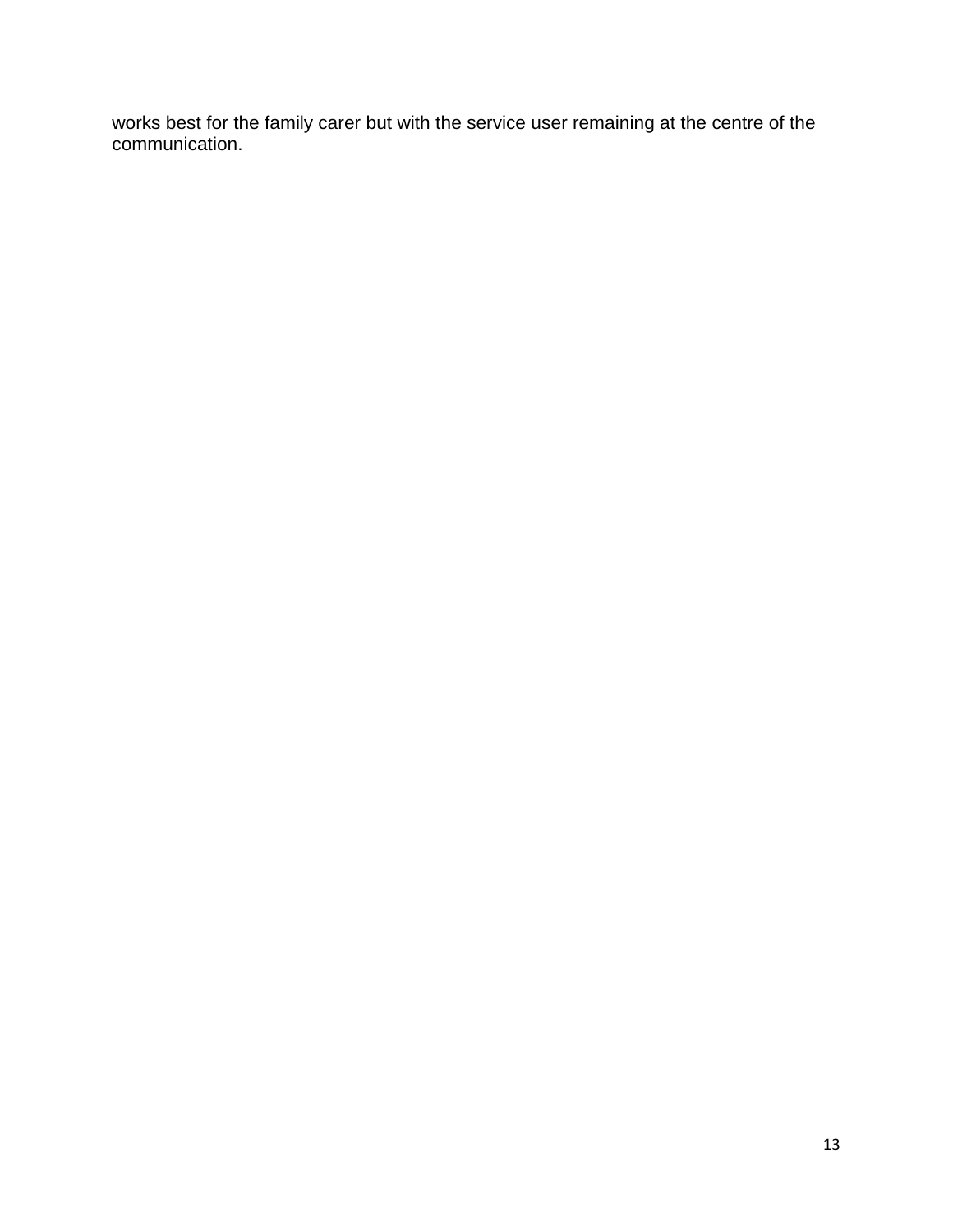works best for the family carer but with the service user remaining at the centre of the communication.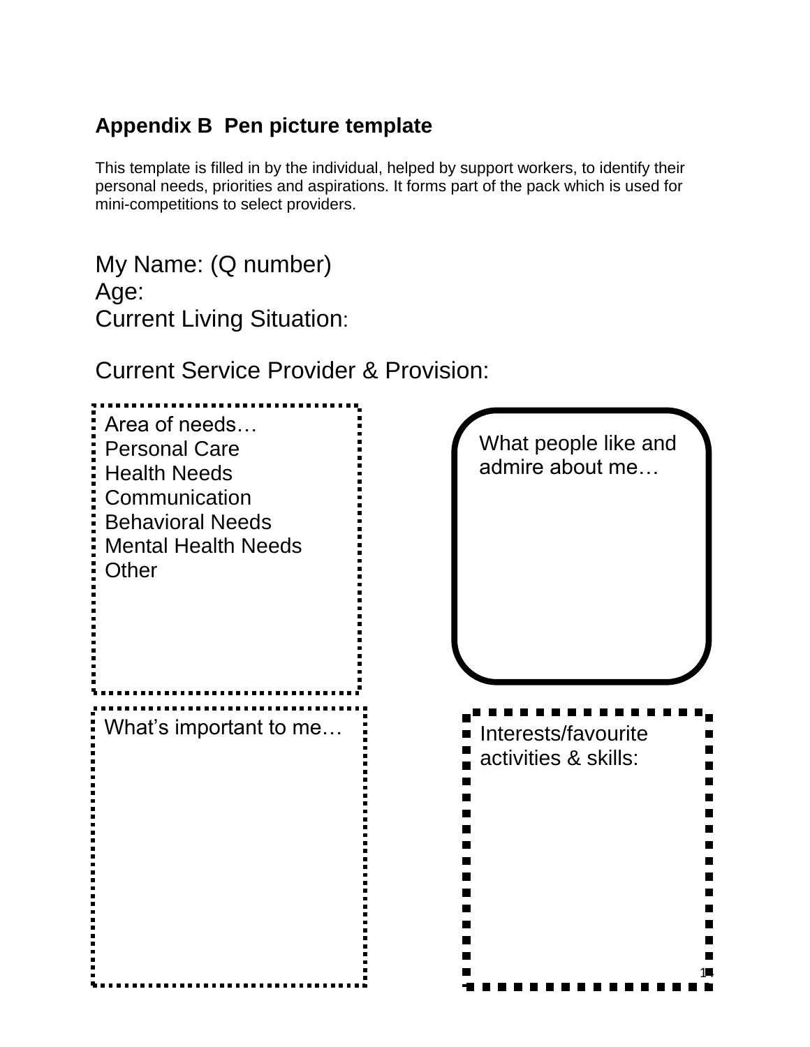## Appendix B Pen picture template

This template is filled in by the individual, helped by support workers, to identify their personal needs, priorities and aspirations. It forms part of the pack which is used for mini-competitions to select providers.

My Name: (Q number)
Age:
Current Living Situation:

Current Service Provider & Provision:

Area of needs…
Personal Care
Health Needs
Communication
Behavioral Needs
Mental Health Needs
Other

What people like and admire about me…

What's important to me…

Interests/favourite activities & skills: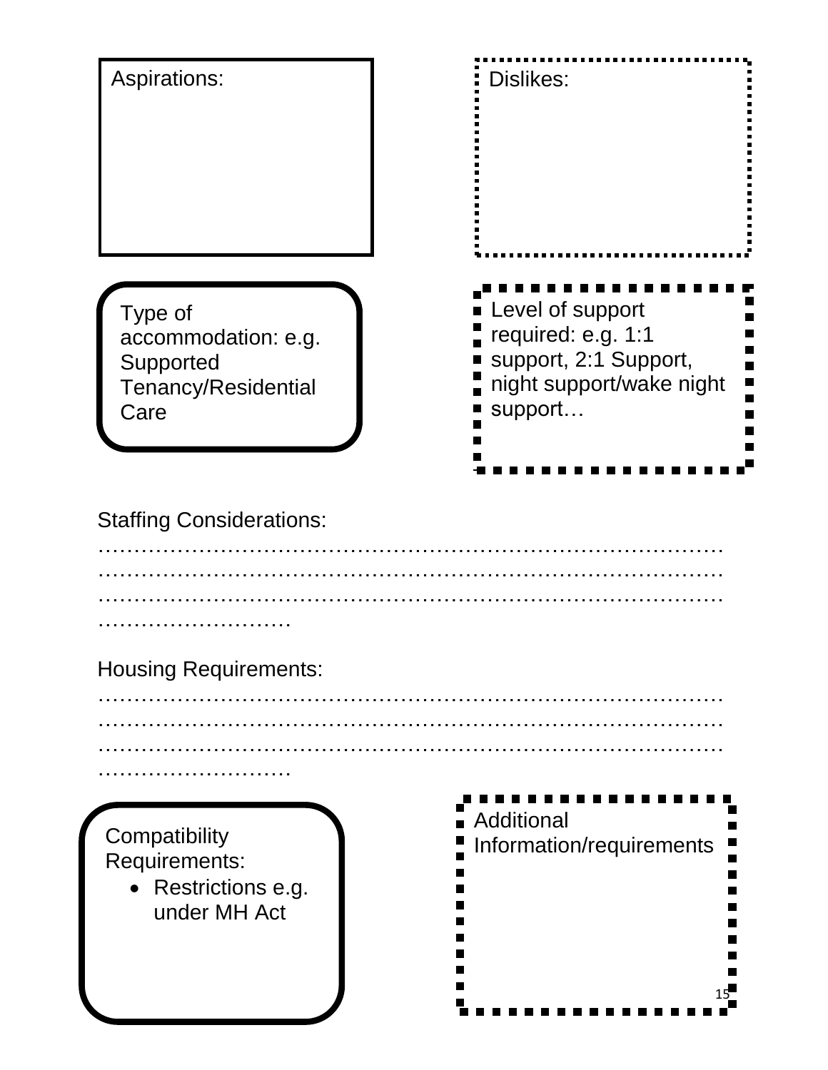Aspirations:

Dislikes:

Type of accommodation: e.g. Supported Tenancy/Residential Care

Level of support required: e.g. 1:1 support, 2:1 Support, night support/wake night support…

Staffing Considerations:
……………………………………………………………………………………………………………………………………………………………………………………………………………………………………………………………………………………

Housing Requirements:
……………………………………………………………………………………………………………………………………………………………………………………………………………………………………………………………………………………

Compatibility Requirements:

- Restrictions e.g. under MH Act

Additional Information/requirements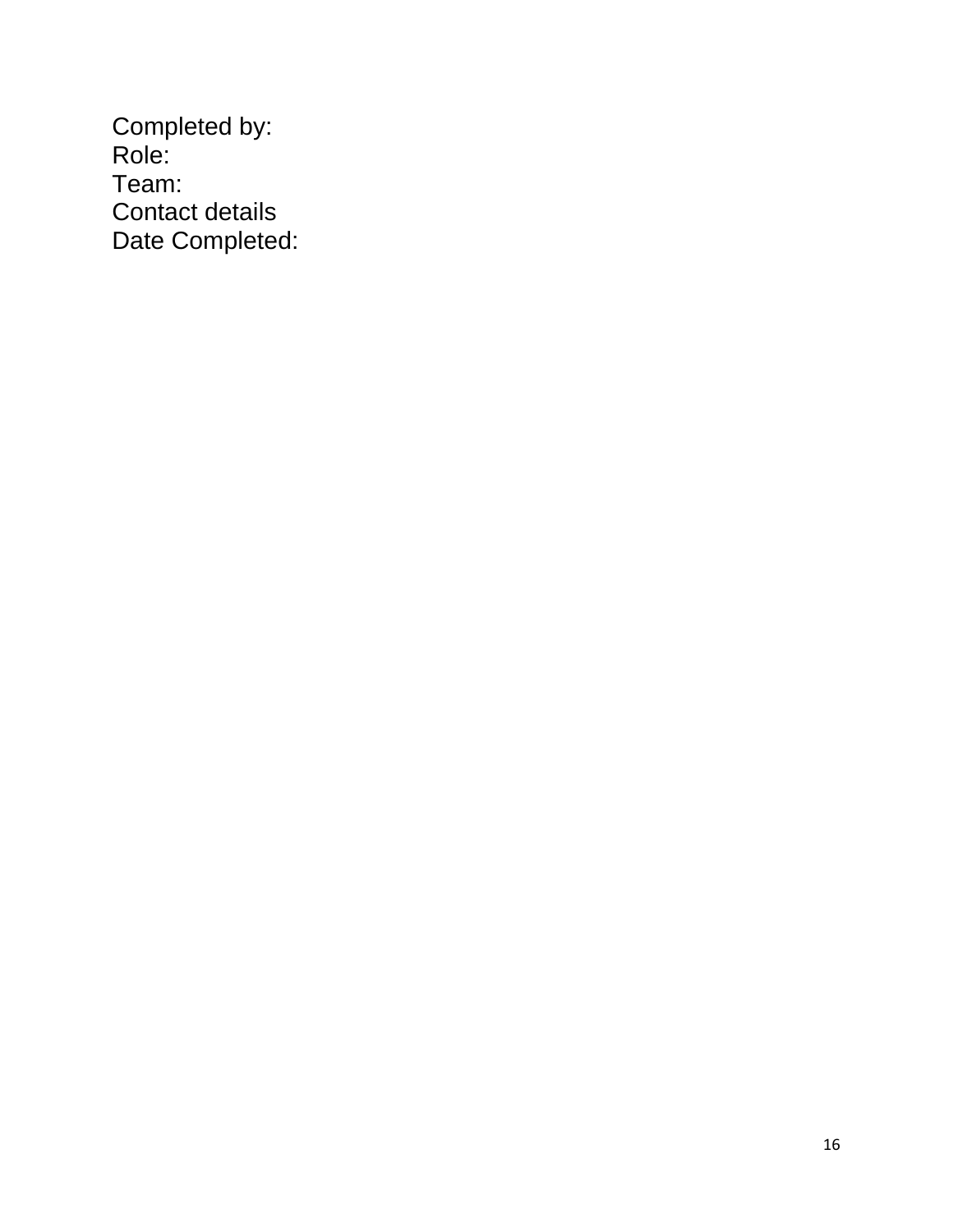Completed by:
Role:
Team:
Contact details
Date Completed: